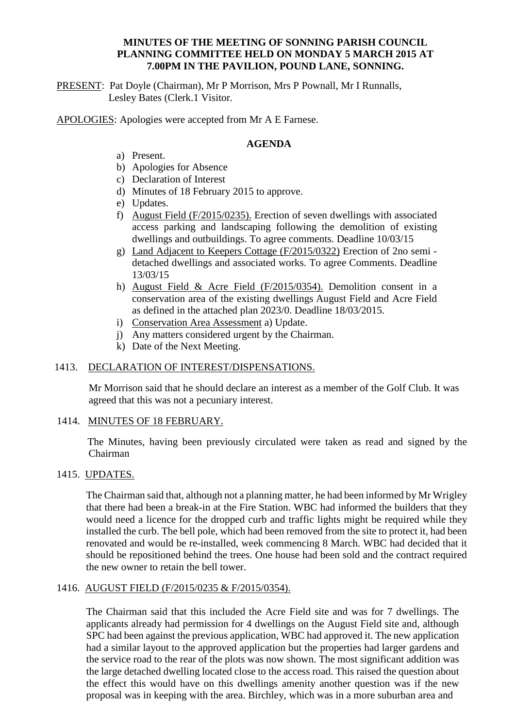**MINUTES OF THE MEETING OF SONNING PARISH COUNCIL PLANNING COMMITTEE HELD ON MONDAY 5 MARCH 2015 AT 7.00PM IN THE PAVILION, POUND LANE, SONNING.**

PRESENT: Pat Doyle (Chairman), Mr P Morrison, Mrs P Pownall, Mr I Runnalls, Lesley Bates (Clerk.1 Visitor.

APOLOGIES: Apologies were accepted from Mr A E Farnese.

## AGENDA

a) Present.
b) Apologies for Absence
c) Declaration of Interest
d) Minutes of 18 February 2015 to approve.
e) Updates.
f) August Field (F/2015/0235). Erection of seven dwellings with associated access parking and landscaping following the demolition of existing dwellings and outbuildings. To agree comments. Deadline 10/03/15
g) Land Adjacent to Keepers Cottage (F/2015/0322) Erection of 2no semi - detached dwellings and associated works. To agree Comments. Deadline 13/03/15
h) August Field & Acre Field (F/2015/0354). Demolition consent in a conservation area of the existing dwellings August Field and Acre Field as defined in the attached plan 2023/0. Deadline 18/03/2015.
i) Conservation Area Assessment a) Update.
j) Any matters considered urgent by the Chairman.
k) Date of the Next Meeting.

1413. DECLARATION OF INTEREST/DISPENSATIONS.

Mr Morrison said that he should declare an interest as a member of the Golf Club. It was agreed that this was not a pecuniary interest.

1414. MINUTES OF 18 FEBRUARY.

The Minutes, having been previously circulated were taken as read and signed by the Chairman

1415. UPDATES.

The Chairman said that, although not a planning matter, he had been informed by Mr Wrigley that there had been a break-in at the Fire Station. WBC had informed the builders that they would need a licence for the dropped curb and traffic lights might be required while they installed the curb. The bell pole, which had been removed from the site to protect it, had been renovated and would be re-installed, week commencing 8 March. WBC had decided that it should be repositioned behind the trees. One house had been sold and the contract required the new owner to retain the bell tower.

1416. AUGUST FIELD (F/2015/0235 & F/2015/0354).

The Chairman said that this included the Acre Field site and was for 7 dwellings. The applicants already had permission for 4 dwellings on the August Field site and, although SPC had been against the previous application, WBC had approved it. The new application had a similar layout to the approved application but the properties had larger gardens and the service road to the rear of the plots was now shown. The most significant addition was the large detached dwelling located close to the access road. This raised the question about the effect this would have on this dwellings amenity another question was if the new proposal was in keeping with the area. Birchley, which was in a more suburban area and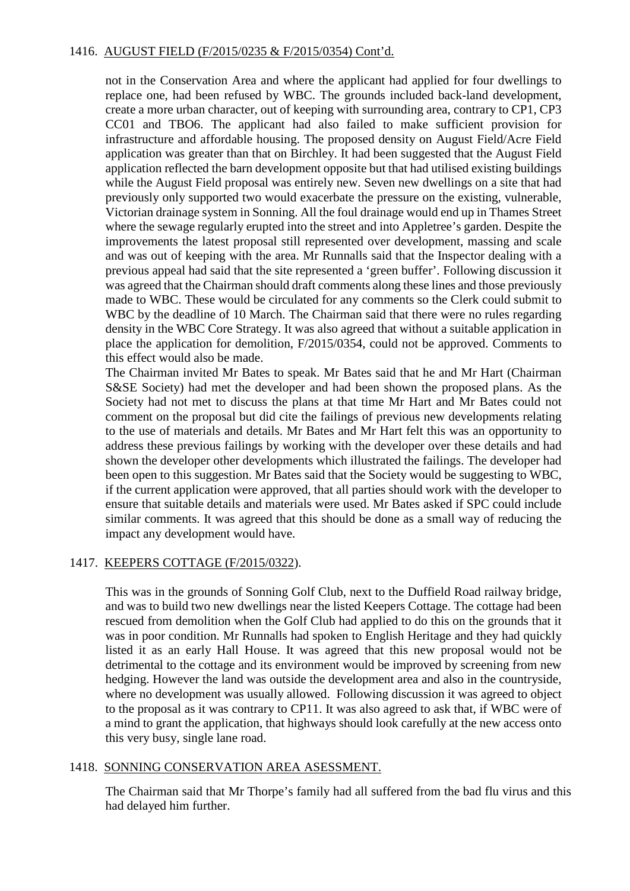## 1416. AUGUST FIELD (F/2015/0235 & F/2015/0354) Cont'd.

not in the Conservation Area and where the applicant had applied for four dwellings to replace one, had been refused by WBC. The grounds included back-land development, create a more urban character, out of keeping with surrounding area, contrary to CP1, CP3 CC01 and TBO6. The applicant had also failed to make sufficient provision for infrastructure and affordable housing. The proposed density on August Field/Acre Field application was greater than that on Birchley. It had been suggested that the August Field application reflected the barn development opposite but that had utilised existing buildings while the August Field proposal was entirely new. Seven new dwellings on a site that had previously only supported two would exacerbate the pressure on the existing, vulnerable, Victorian drainage system in Sonning. All the foul drainage would end up in Thames Street where the sewage regularly erupted into the street and into Appletree's garden. Despite the improvements the latest proposal still represented over development, massing and scale and was out of keeping with the area. Mr Runnalls said that the Inspector dealing with a previous appeal had said that the site represented a 'green buffer'. Following discussion it was agreed that the Chairman should draft comments along these lines and those previously made to WBC. These would be circulated for any comments so the Clerk could submit to WBC by the deadline of 10 March. The Chairman said that there were no rules regarding density in the WBC Core Strategy. It was also agreed that without a suitable application in place the application for demolition, F/2015/0354, could not be approved. Comments to this effect would also be made.

The Chairman invited Mr Bates to speak. Mr Bates said that he and Mr Hart (Chairman S&SE Society) had met the developer and had been shown the proposed plans. As the Society had not met to discuss the plans at that time Mr Hart and Mr Bates could not comment on the proposal but did cite the failings of previous new developments relating to the use of materials and details. Mr Bates and Mr Hart felt this was an opportunity to address these previous failings by working with the developer over these details and had shown the developer other developments which illustrated the failings. The developer had been open to this suggestion. Mr Bates said that the Society would be suggesting to WBC, if the current application were approved, that all parties should work with the developer to ensure that suitable details and materials were used. Mr Bates asked if SPC could include similar comments. It was agreed that this should be done as a small way of reducing the impact any development would have.

## 1417. KEEPERS COTTAGE (F/2015/0322).

This was in the grounds of Sonning Golf Club, next to the Duffield Road railway bridge, and was to build two new dwellings near the listed Keepers Cottage. The cottage had been rescued from demolition when the Golf Club had applied to do this on the grounds that it was in poor condition. Mr Runnalls had spoken to English Heritage and they had quickly listed it as an early Hall House. It was agreed that this new proposal would not be detrimental to the cottage and its environment would be improved by screening from new hedging. However the land was outside the development area and also in the countryside, where no development was usually allowed. Following discussion it was agreed to object to the proposal as it was contrary to CP11. It was also agreed to ask that, if WBC were of a mind to grant the application, that highways should look carefully at the new access onto this very busy, single lane road.

## 1418. SONNING CONSERVATION AREA ASESSMENT.

The Chairman said that Mr Thorpe's family had all suffered from the bad flu virus and this had delayed him further.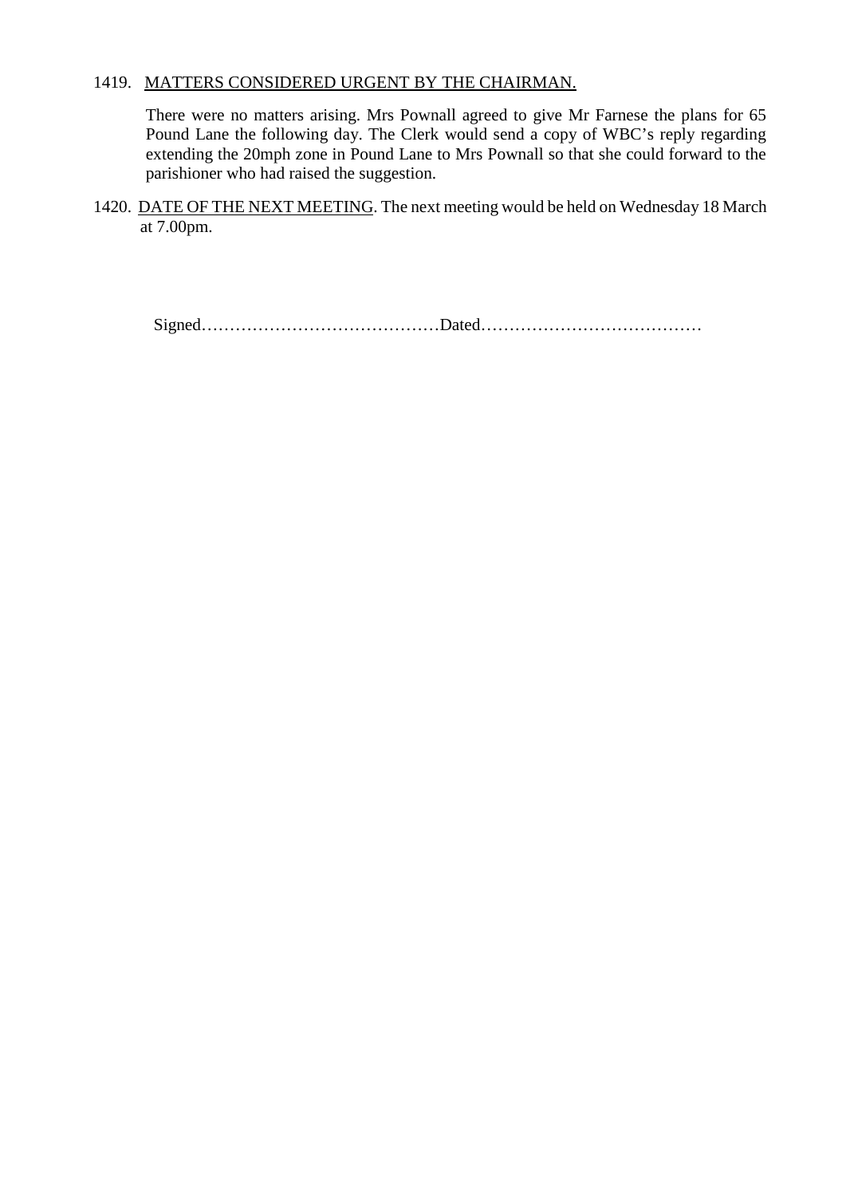1419. <u>MATTERS CONSIDERED URGENT BY THE CHAIRMAN.</u>

There were no matters arising. Mrs Pownall agreed to give Mr Farnese the plans for 65 Pound Lane the following day. The Clerk would send a copy of WBC's reply regarding extending the 20mph zone in Pound Lane to Mrs Pownall so that she could forward to the parishioner who had raised the suggestion.

1420. <u>DATE OF THE NEXT MEETING</u>. The next meeting would be held on Wednesday 18 March at 7.00pm.

Signed……………………………………Dated…………………………………